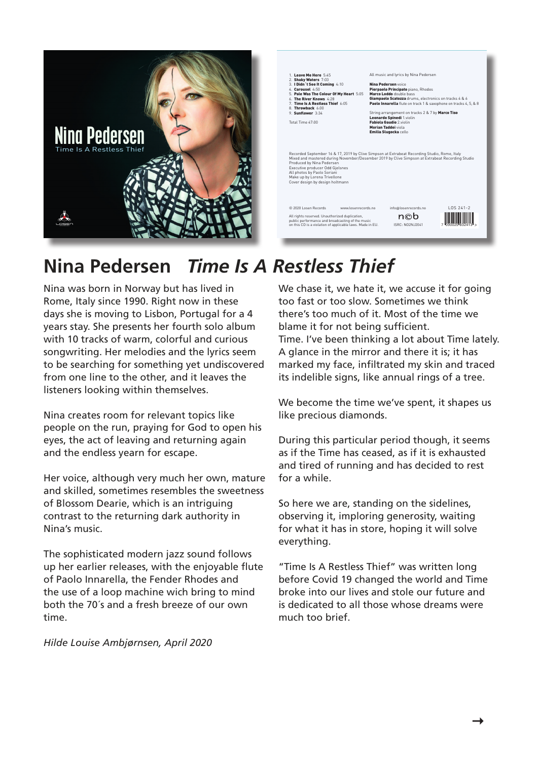Nina Pedersen
Time Is A Restless Thief

1. **Leave Me Here** 5:45
2. **Shaky Waters** 7:03
3. **I Didn´t See It Coming** 4:10
4. **Carousel** 4:50
5. **Pale Was The Colour Of My Heart** 5:05
6. **The River Knows** 4:28
7. **Time Is A Restless Thief** 6:05
8. **Throwback** 6:00
9. **Sunflower** 3:34

Total Time 47:00

All music and lyrics by Nina Pedersen

**Nina Pedersen** voice
**Pierpaolo Principato** piano, Rhodes
**Marco Loddo** double bass
**Giampaolo Scatozza** drums, electronics on tracks 4 & 6
**Paolo Innarella** flute on track 1 & saxophone on tracks 4, 5, & 8

String arrangement on tracks 2 & 7 by **Marco Tiso**
**Leonardo Spinedi** 1.violin
**Fabiola Gaudio** 2.violin
**Morian Taddei** viola
**Emilia Slugocka** cello

Recorded September 16 & 17, 2019 by Clive Simpson at Extrabeat Recording Studio, Rome, Italy
Mixed and mastered during November/Desember 2019 by Clive Simpson at Extrabeat Recording Studio
Produced by Nina Pedersen
Executive producer Odd Gjelsnes
All photos by Paolo Soriani
Make up by Lorena Trivellone
Cover design by design holtmann

© 2020 Losen Records www.losenrecords.no info@losenrecords.no LOS 241-2

All rights reserved. Unauthorized duplication, public performance and broadcasting of the music on this CD is a violation of applicable laws. Made in EU.

ISRC: NO2NJ2041

# Nina Pedersen *Time Is A Restless Thief*

Nina was born in Norway but has lived in Rome, Italy since 1990. Right now in these days she is moving to Lisbon, Portugal for a 4 years stay. She presents her fourth solo album with 10 tracks of warm, colorful and curious songwriting. Her melodies and the lyrics seem to be searching for something yet undiscovered from one line to the other, and it leaves the listeners looking within themselves.

Nina creates room for relevant topics like people on the run, praying for God to open his eyes, the act of leaving and returning again and the endless yearn for escape.

Her voice, although very much her own, mature and skilled, sometimes resembles the sweetness of Blossom Dearie, which is an intriguing contrast to the returning dark authority in Nina's music.

The sophisticated modern jazz sound follows up her earlier releases, with the enjoyable flute of Paolo Innarella, the Fender Rhodes and the use of a loop machine wich bring to mind both the 70´s and a fresh breeze of our own time.

*Hilde Louise Ambjørnsen, April 2020*

We chase it, we hate it, we accuse it for going too fast or too slow. Sometimes we think there's too much of it. Most of the time we blame it for not being sufficient.
Time. I've been thinking a lot about Time lately. A glance in the mirror and there it is; it has marked my face, infiltrated my skin and traced its indelible signs, like annual rings of a tree.

We become the time we've spent, it shapes us like precious diamonds.

During this particular period though, it seems as if the Time has ceased, as if it is exhausted and tired of running and has decided to rest for a while.

So here we are, standing on the sidelines, observing it, imploring generosity, waiting for what it has in store, hoping it will solve everything.

"Time Is A Restless Thief" was written long before Covid 19 changed the world and Time broke into our lives and stole our future and is dedicated to all those whose dreams were much too brief.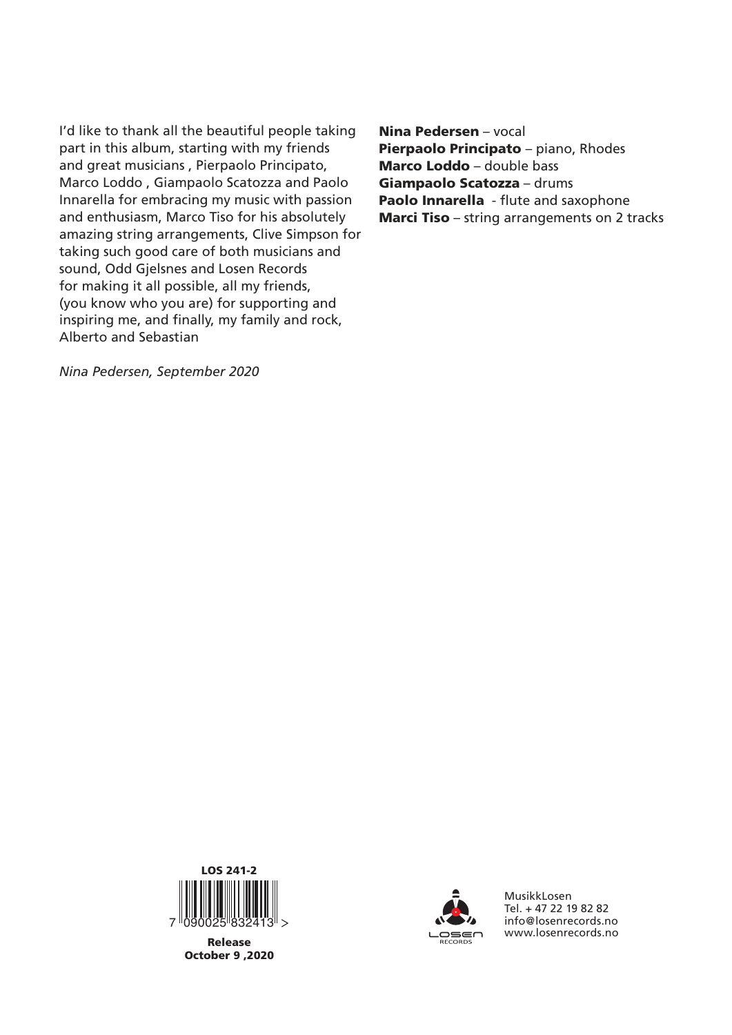I'd like to thank all the beautiful people taking part in this album, starting with my friends and great musicians , Pierpaolo Principato, Marco Loddo , Giampaolo Scatozza and Paolo Innarella for embracing my music with passion and enthusiasm, Marco Tiso for his absolutely amazing string arrangements, Clive Simpson for taking such good care of both musicians and sound, Odd Gjelsnes and Losen Records for making it all possible, all my friends, (you know who you are) for supporting and inspiring me, and finally, my family and rock, Alberto and Sebastian

*Nina Pedersen, September 2020*

**Nina Pedersen** – vocal
**Pierpaolo Principato** – piano, Rhodes
**Marco Loddo** – double bass
**Giampaolo Scatozza** – drums
**Paolo Innarella** - flute and saxophone
**Marci Tiso** – string arrangements on 2 tracks

**LOS 241-2**

7 090025 832413 >

**Release**
**October 9 ,2020**

MusikkLosen
Tel. + 47 22 19 82 82
info@losenrecords.no
www.losenrecords.no